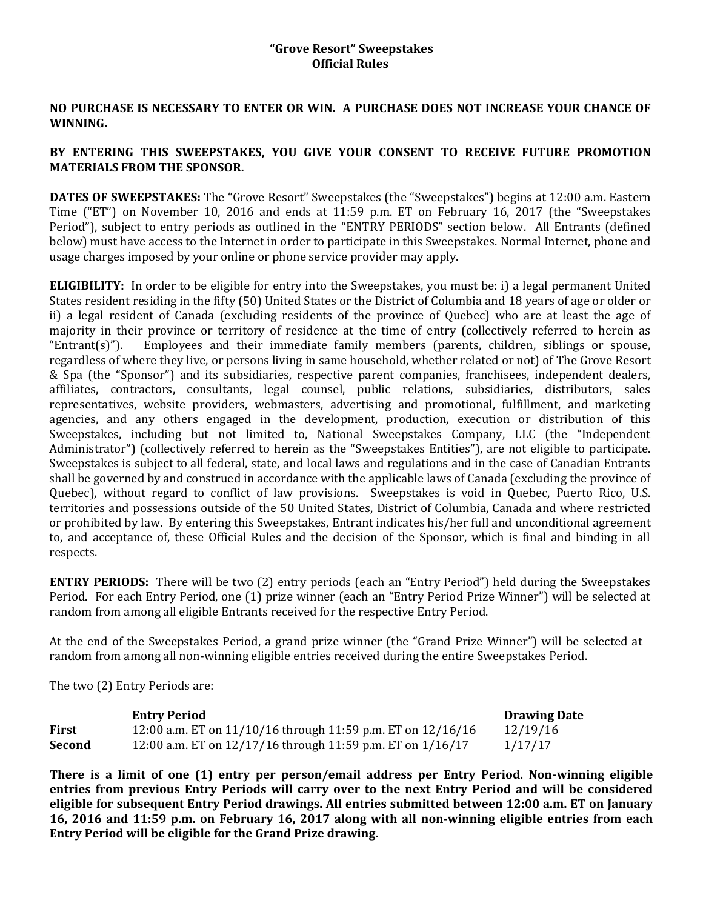# "Grove Resort" Sweepstakes
## Official Rules

**NO PURCHASE IS NECESSARY TO ENTER OR WIN. A PURCHASE DOES NOT INCREASE YOUR CHANCE OF WINNING.**

**BY ENTERING THIS SWEEPSTAKES, YOU GIVE YOUR CONSENT TO RECEIVE FUTURE PROMOTION MATERIALS FROM THE SPONSOR.**

**DATES OF SWEEPSTAKES:** The "Grove Resort" Sweepstakes (the "Sweepstakes") begins at 12:00 a.m. Eastern Time ("ET") on November 10, 2016 and ends at 11:59 p.m. ET on February 16, 2017 (the "Sweepstakes Period"), subject to entry periods as outlined in the "ENTRY PERIODS" section below. All Entrants (defined below) must have access to the Internet in order to participate in this Sweepstakes. Normal Internet, phone and usage charges imposed by your online or phone service provider may apply.

**ELIGIBILITY:** In order to be eligible for entry into the Sweepstakes, you must be: i) a legal permanent United States resident residing in the fifty (50) United States or the District of Columbia and 18 years of age or older or ii) a legal resident of Canada (excluding residents of the province of Quebec) who are at least the age of majority in their province or territory of residence at the time of entry (collectively referred to herein as "Entrant(s)"). Employees and their immediate family members (parents, children, siblings or spouse, regardless of where they live, or persons living in same household, whether related or not) of The Grove Resort & Spa (the "Sponsor") and its subsidiaries, respective parent companies, franchisees, independent dealers, affiliates, contractors, consultants, legal counsel, public relations, subsidiaries, distributors, sales representatives, website providers, webmasters, advertising and promotional, fulfillment, and marketing agencies, and any others engaged in the development, production, execution or distribution of this Sweepstakes, including but not limited to, National Sweepstakes Company, LLC (the "Independent Administrator") (collectively referred to herein as the "Sweepstakes Entities"), are not eligible to participate. Sweepstakes is subject to all federal, state, and local laws and regulations and in the case of Canadian Entrants shall be governed by and construed in accordance with the applicable laws of Canada (excluding the province of Quebec), without regard to conflict of law provisions. Sweepstakes is void in Quebec, Puerto Rico, U.S. territories and possessions outside of the 50 United States, District of Columbia, Canada and where restricted or prohibited by law. By entering this Sweepstakes, Entrant indicates his/her full and unconditional agreement to, and acceptance of, these Official Rules and the decision of the Sponsor, which is final and binding in all respects.

**ENTRY PERIODS:** There will be two (2) entry periods (each an "Entry Period") held during the Sweepstakes Period. For each Entry Period, one (1) prize winner (each an "Entry Period Prize Winner") will be selected at random from among all eligible Entrants received for the respective Entry Period.

At the end of the Sweepstakes Period, a grand prize winner (the "Grand Prize Winner") will be selected at random from among all non-winning eligible entries received during the entire Sweepstakes Period.

The two (2) Entry Periods are:

| | **Entry Period** | **Drawing Date** |
|---|---|---|
| **First** | 12:00 a.m. ET on 11/10/16 through 11:59 p.m. ET on 12/16/16 | 12/19/16 |
| **Second** | 12:00 a.m. ET on 12/17/16 through 11:59 p.m. ET on 1/16/17 | 1/17/17 |

**There is a limit of one (1) entry per person/email address per Entry Period. Non-winning eligible entries from previous Entry Periods will carry over to the next Entry Period and will be considered eligible for subsequent Entry Period drawings. All entries submitted between 12:00 a.m. ET on January 16, 2016 and 11:59 p.m. on February 16, 2017 along with all non-winning eligible entries from each Entry Period will be eligible for the Grand Prize drawing.**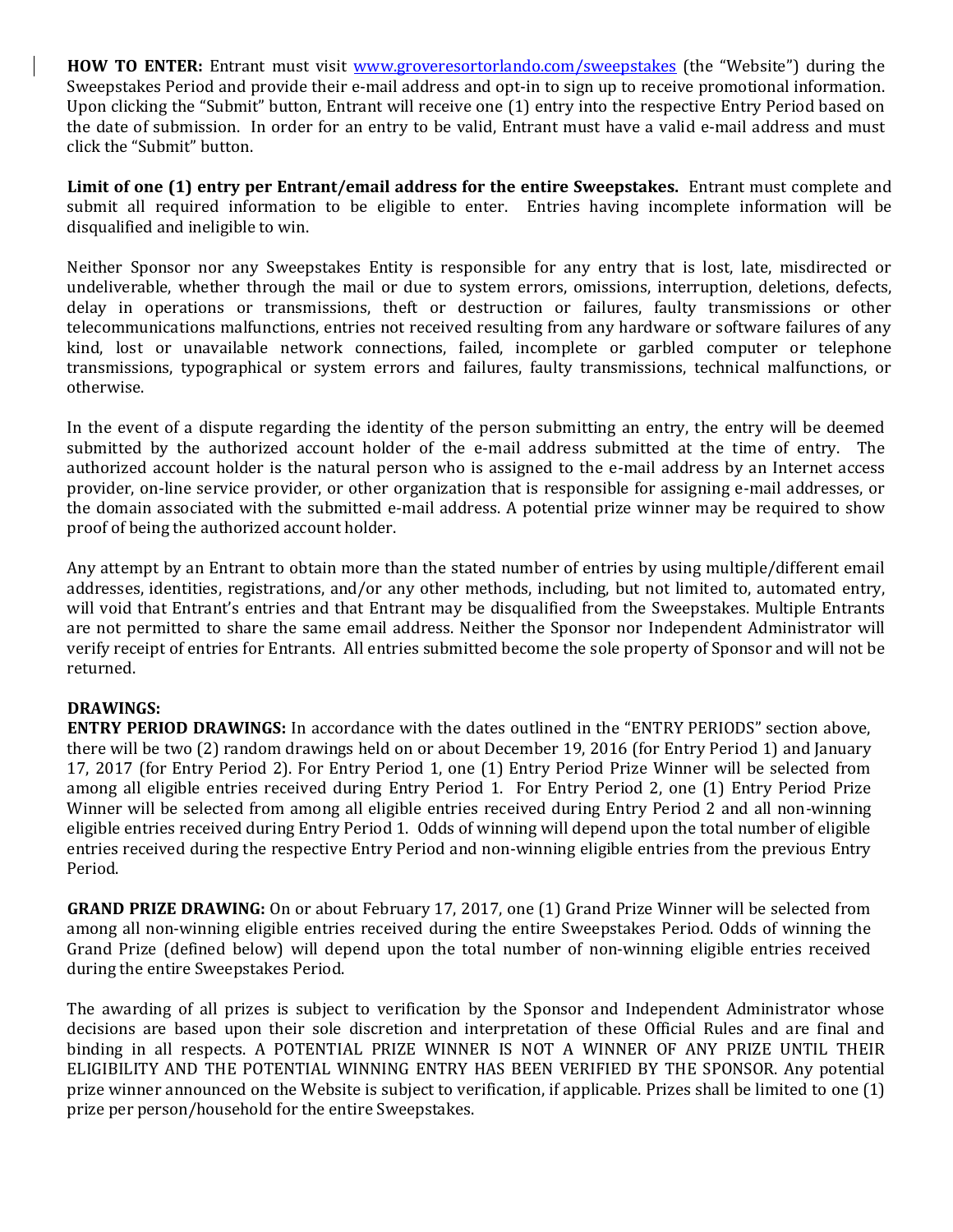**HOW TO ENTER:** Entrant must visit www.groveresortorlando.com/sweepstakes (the "Website") during the Sweepstakes Period and provide their e-mail address and opt-in to sign up to receive promotional information. Upon clicking the "Submit" button, Entrant will receive one (1) entry into the respective Entry Period based on the date of submission. In order for an entry to be valid, Entrant must have a valid e-mail address and must click the "Submit" button.

**Limit of one (1) entry per Entrant/email address for the entire Sweepstakes.** Entrant must complete and submit all required information to be eligible to enter. Entries having incomplete information will be disqualified and ineligible to win.

Neither Sponsor nor any Sweepstakes Entity is responsible for any entry that is lost, late, misdirected or undeliverable, whether through the mail or due to system errors, omissions, interruption, deletions, defects, delay in operations or transmissions, theft or destruction or failures, faulty transmissions or other telecommunications malfunctions, entries not received resulting from any hardware or software failures of any kind, lost or unavailable network connections, failed, incomplete or garbled computer or telephone transmissions, typographical or system errors and failures, faulty transmissions, technical malfunctions, or otherwise.

In the event of a dispute regarding the identity of the person submitting an entry, the entry will be deemed submitted by the authorized account holder of the e-mail address submitted at the time of entry. The authorized account holder is the natural person who is assigned to the e-mail address by an Internet access provider, on-line service provider, or other organization that is responsible for assigning e-mail addresses, or the domain associated with the submitted e-mail address. A potential prize winner may be required to show proof of being the authorized account holder.

Any attempt by an Entrant to obtain more than the stated number of entries by using multiple/different email addresses, identities, registrations, and/or any other methods, including, but not limited to, automated entry, will void that Entrant's entries and that Entrant may be disqualified from the Sweepstakes. Multiple Entrants are not permitted to share the same email address. Neither the Sponsor nor Independent Administrator will verify receipt of entries for Entrants. All entries submitted become the sole property of Sponsor and will not be returned.

**DRAWINGS:**

**ENTRY PERIOD DRAWINGS:** In accordance with the dates outlined in the "ENTRY PERIODS" section above, there will be two (2) random drawings held on or about December 19, 2016 (for Entry Period 1) and January 17, 2017 (for Entry Period 2). For Entry Period 1, one (1) Entry Period Prize Winner will be selected from among all eligible entries received during Entry Period 1. For Entry Period 2, one (1) Entry Period Prize Winner will be selected from among all eligible entries received during Entry Period 2 and all non-winning eligible entries received during Entry Period 1. Odds of winning will depend upon the total number of eligible entries received during the respective Entry Period and non-winning eligible entries from the previous Entry Period.

**GRAND PRIZE DRAWING:** On or about February 17, 2017, one (1) Grand Prize Winner will be selected from among all non-winning eligible entries received during the entire Sweepstakes Period. Odds of winning the Grand Prize (defined below) will depend upon the total number of non-winning eligible entries received during the entire Sweepstakes Period.

The awarding of all prizes is subject to verification by the Sponsor and Independent Administrator whose decisions are based upon their sole discretion and interpretation of these Official Rules and are final and binding in all respects. A POTENTIAL PRIZE WINNER IS NOT A WINNER OF ANY PRIZE UNTIL THEIR ELIGIBILITY AND THE POTENTIAL WINNING ENTRY HAS BEEN VERIFIED BY THE SPONSOR. Any potential prize winner announced on the Website is subject to verification, if applicable. Prizes shall be limited to one (1) prize per person/household for the entire Sweepstakes.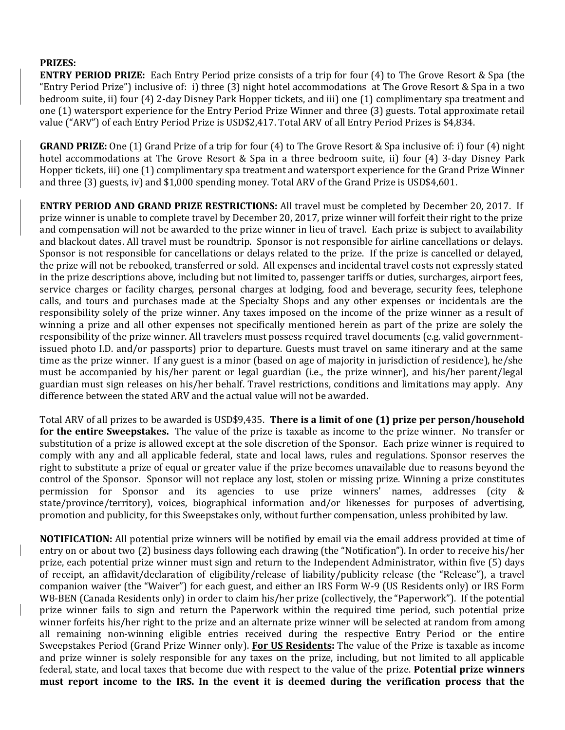**PRIZES:**

**ENTRY PERIOD PRIZE:** Each Entry Period prize consists of a trip for four (4) to The Grove Resort & Spa (the "Entry Period Prize") inclusive of: i) three (3) night hotel accommodations at The Grove Resort & Spa in a two bedroom suite, ii) four (4) 2-day Disney Park Hopper tickets, and iii) one (1) complimentary spa treatment and one (1) watersport experience for the Entry Period Prize Winner and three (3) guests. Total approximate retail value ("ARV") of each Entry Period Prize is USD$2,417. Total ARV of all Entry Period Prizes is $4,834.

**GRAND PRIZE:** One (1) Grand Prize of a trip for four (4) to The Grove Resort & Spa inclusive of: i) four (4) night hotel accommodations at The Grove Resort & Spa in a three bedroom suite, ii) four (4) 3-day Disney Park Hopper tickets, iii) one (1) complimentary spa treatment and watersport experience for the Grand Prize Winner and three (3) guests, iv) and $1,000 spending money. Total ARV of the Grand Prize is USD$4,601.

**ENTRY PERIOD AND GRAND PRIZE RESTRICTIONS:** All travel must be completed by December 20, 2017. If prize winner is unable to complete travel by December 20, 2017, prize winner will forfeit their right to the prize and compensation will not be awarded to the prize winner in lieu of travel. Each prize is subject to availability and blackout dates. All travel must be roundtrip. Sponsor is not responsible for airline cancellations or delays. Sponsor is not responsible for cancellations or delays related to the prize. If the prize is cancelled or delayed, the prize will not be rebooked, transferred or sold. All expenses and incidental travel costs not expressly stated in the prize descriptions above, including but not limited to, passenger tariffs or duties, surcharges, airport fees, service charges or facility charges, personal charges at lodging, food and beverage, security fees, telephone calls, and tours and purchases made at the Specialty Shops and any other expenses or incidentals are the responsibility solely of the prize winner. Any taxes imposed on the income of the prize winner as a result of winning a prize and all other expenses not specifically mentioned herein as part of the prize are solely the responsibility of the prize winner. All travelers must possess required travel documents (e.g. valid government-issued photo I.D. and/or passports) prior to departure. Guests must travel on same itinerary and at the same time as the prize winner. If any guest is a minor (based on age of majority in jurisdiction of residence), he/she must be accompanied by his/her parent or legal guardian (i.e., the prize winner), and his/her parent/legal guardian must sign releases on his/her behalf. Travel restrictions, conditions and limitations may apply. Any difference between the stated ARV and the actual value will not be awarded.

Total ARV of all prizes to be awarded is USD$9,435. **There is a limit of one (1) prize per person/household for the entire Sweepstakes.** The value of the prize is taxable as income to the prize winner. No transfer or substitution of a prize is allowed except at the sole discretion of the Sponsor. Each prize winner is required to comply with any and all applicable federal, state and local laws, rules and regulations. Sponsor reserves the right to substitute a prize of equal or greater value if the prize becomes unavailable due to reasons beyond the control of the Sponsor. Sponsor will not replace any lost, stolen or missing prize. Winning a prize constitutes permission for Sponsor and its agencies to use prize winners' names, addresses (city & state/province/territory), voices, biographical information and/or likenesses for purposes of advertising, promotion and publicity, for this Sweepstakes only, without further compensation, unless prohibited by law.

**NOTIFICATION:** All potential prize winners will be notified by email via the email address provided at time of entry on or about two (2) business days following each drawing (the "Notification"). In order to receive his/her prize, each potential prize winner must sign and return to the Independent Administrator, within five (5) days of receipt, an affidavit/declaration of eligibility/release of liability/publicity release (the "Release"), a travel companion waiver (the "Waiver") for each guest, and either an IRS Form W-9 (US Residents only) or IRS Form W8-BEN (Canada Residents only) in order to claim his/her prize (collectively, the "Paperwork"). If the potential prize winner fails to sign and return the Paperwork within the required time period, such potential prize winner forfeits his/her right to the prize and an alternate prize winner will be selected at random from among all remaining non-winning eligible entries received during the respective Entry Period or the entire Sweepstakes Period (Grand Prize Winner only). **<u>For US Residents:</u>** The value of the Prize is taxable as income and prize winner is solely responsible for any taxes on the prize, including, but not limited to all applicable federal, state, and local taxes that become due with respect to the value of the prize. **Potential prize winners must report income to the IRS. In the event it is deemed during the verification process that the**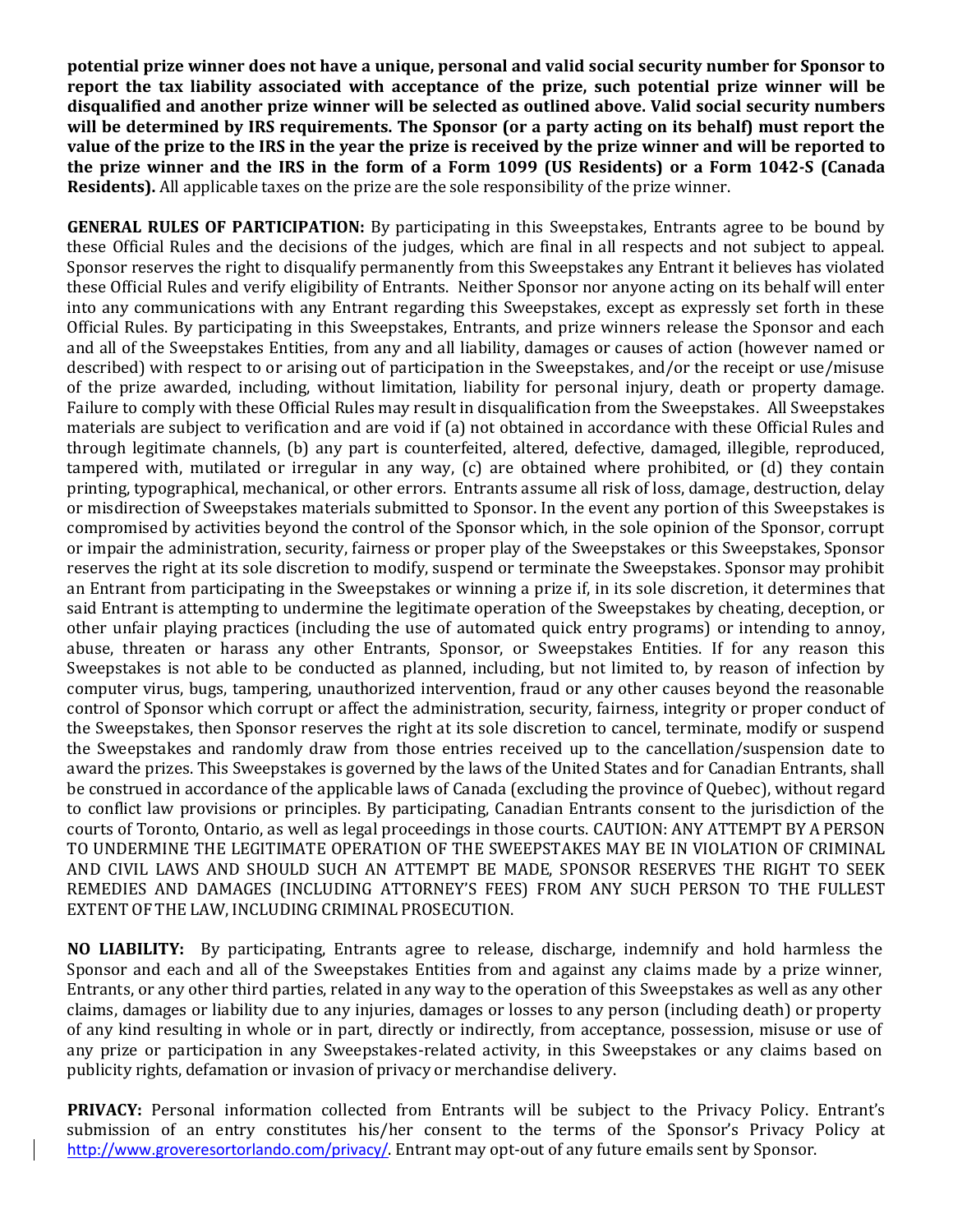**potential prize winner does not have a unique, personal and valid social security number for Sponsor to report the tax liability associated with acceptance of the prize, such potential prize winner will be disqualified and another prize winner will be selected as outlined above. Valid social security numbers will be determined by IRS requirements. The Sponsor (or a party acting on its behalf) must report the value of the prize to the IRS in the year the prize is received by the prize winner and will be reported to the prize winner and the IRS in the form of a Form 1099 (US Residents) or a Form 1042-S (Canada Residents).** All applicable taxes on the prize are the sole responsibility of the prize winner.

**GENERAL RULES OF PARTICIPATION:** By participating in this Sweepstakes, Entrants agree to be bound by these Official Rules and the decisions of the judges, which are final in all respects and not subject to appeal. Sponsor reserves the right to disqualify permanently from this Sweepstakes any Entrant it believes has violated these Official Rules and verify eligibility of Entrants. Neither Sponsor nor anyone acting on its behalf will enter into any communications with any Entrant regarding this Sweepstakes, except as expressly set forth in these Official Rules. By participating in this Sweepstakes, Entrants, and prize winners release the Sponsor and each and all of the Sweepstakes Entities, from any and all liability, damages or causes of action (however named or described) with respect to or arising out of participation in the Sweepstakes, and/or the receipt or use/misuse of the prize awarded, including, without limitation, liability for personal injury, death or property damage. Failure to comply with these Official Rules may result in disqualification from the Sweepstakes. All Sweepstakes materials are subject to verification and are void if (a) not obtained in accordance with these Official Rules and through legitimate channels, (b) any part is counterfeited, altered, defective, damaged, illegible, reproduced, tampered with, mutilated or irregular in any way, (c) are obtained where prohibited, or (d) they contain printing, typographical, mechanical, or other errors. Entrants assume all risk of loss, damage, destruction, delay or misdirection of Sweepstakes materials submitted to Sponsor. In the event any portion of this Sweepstakes is compromised by activities beyond the control of the Sponsor which, in the sole opinion of the Sponsor, corrupt or impair the administration, security, fairness or proper play of the Sweepstakes or this Sweepstakes, Sponsor reserves the right at its sole discretion to modify, suspend or terminate the Sweepstakes. Sponsor may prohibit an Entrant from participating in the Sweepstakes or winning a prize if, in its sole discretion, it determines that said Entrant is attempting to undermine the legitimate operation of the Sweepstakes by cheating, deception, or other unfair playing practices (including the use of automated quick entry programs) or intending to annoy, abuse, threaten or harass any other Entrants, Sponsor, or Sweepstakes Entities. If for any reason this Sweepstakes is not able to be conducted as planned, including, but not limited to, by reason of infection by computer virus, bugs, tampering, unauthorized intervention, fraud or any other causes beyond the reasonable control of Sponsor which corrupt or affect the administration, security, fairness, integrity or proper conduct of the Sweepstakes, then Sponsor reserves the right at its sole discretion to cancel, terminate, modify or suspend the Sweepstakes and randomly draw from those entries received up to the cancellation/suspension date to award the prizes. This Sweepstakes is governed by the laws of the United States and for Canadian Entrants, shall be construed in accordance of the applicable laws of Canada (excluding the province of Quebec), without regard to conflict law provisions or principles. By participating, Canadian Entrants consent to the jurisdiction of the courts of Toronto, Ontario, as well as legal proceedings in those courts. CAUTION: ANY ATTEMPT BY A PERSON TO UNDERMINE THE LEGITIMATE OPERATION OF THE SWEEPSTAKES MAY BE IN VIOLATION OF CRIMINAL AND CIVIL LAWS AND SHOULD SUCH AN ATTEMPT BE MADE, SPONSOR RESERVES THE RIGHT TO SEEK REMEDIES AND DAMAGES (INCLUDING ATTORNEY'S FEES) FROM ANY SUCH PERSON TO THE FULLEST EXTENT OF THE LAW, INCLUDING CRIMINAL PROSECUTION.

**NO LIABILITY:** By participating, Entrants agree to release, discharge, indemnify and hold harmless the Sponsor and each and all of the Sweepstakes Entities from and against any claims made by a prize winner, Entrants, or any other third parties, related in any way to the operation of this Sweepstakes as well as any other claims, damages or liability due to any injuries, damages or losses to any person (including death) or property of any kind resulting in whole or in part, directly or indirectly, from acceptance, possession, misuse or use of any prize or participation in any Sweepstakes-related activity, in this Sweepstakes or any claims based on publicity rights, defamation or invasion of privacy or merchandise delivery.

**PRIVACY:** Personal information collected from Entrants will be subject to the Privacy Policy. Entrant's submission of an entry constitutes his/her consent to the terms of the Sponsor's Privacy Policy at http://www.groveresortorlando.com/privacy/. Entrant may opt-out of any future emails sent by Sponsor.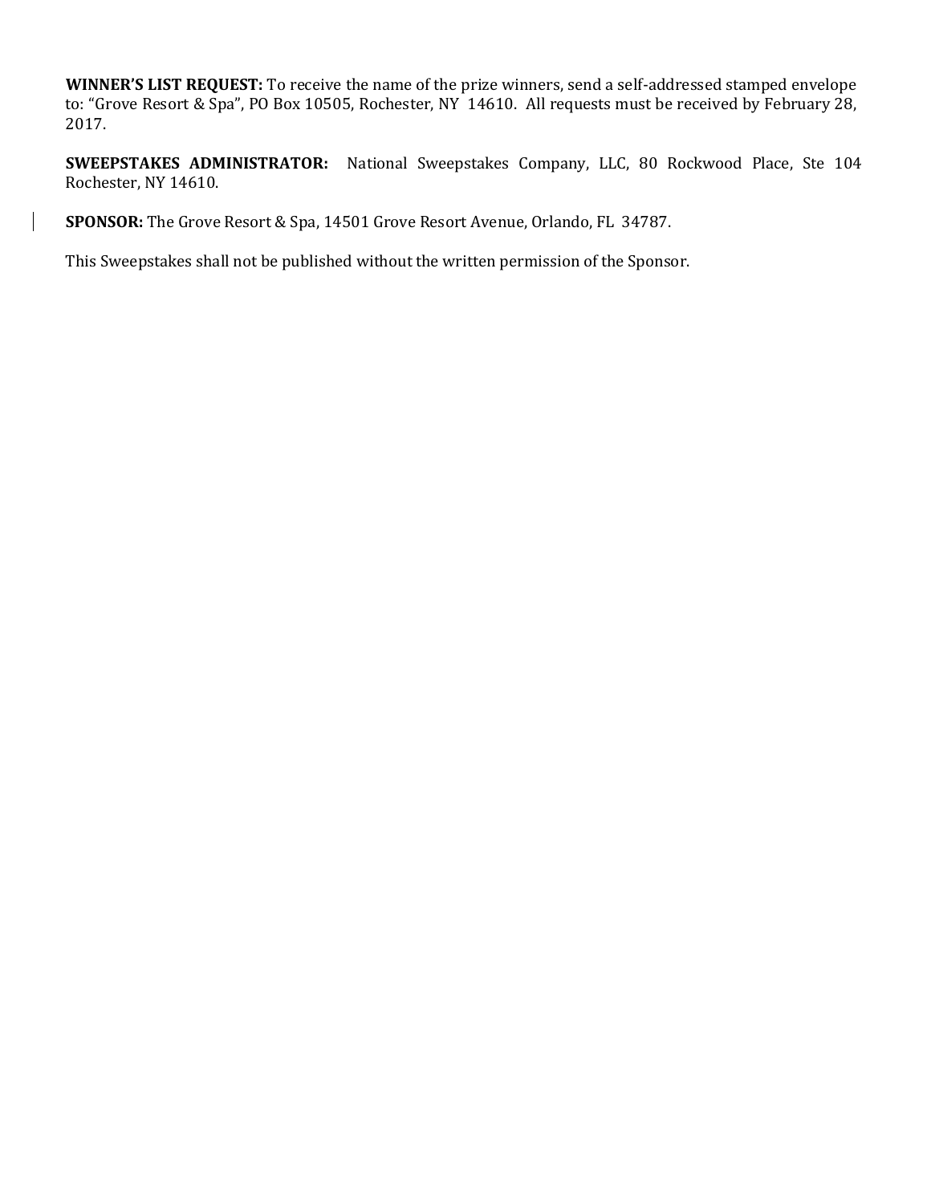**WINNER'S LIST REQUEST:** To receive the name of the prize winners, send a self-addressed stamped envelope to: "Grove Resort & Spa", PO Box 10505, Rochester, NY 14610. All requests must be received by February 28, 2017.

**SWEEPSTAKES ADMINISTRATOR:** National Sweepstakes Company, LLC, 80 Rockwood Place, Ste 104 Rochester, NY 14610.

**SPONSOR:** The Grove Resort & Spa, 14501 Grove Resort Avenue, Orlando, FL 34787.

This Sweepstakes shall not be published without the written permission of the Sponsor.